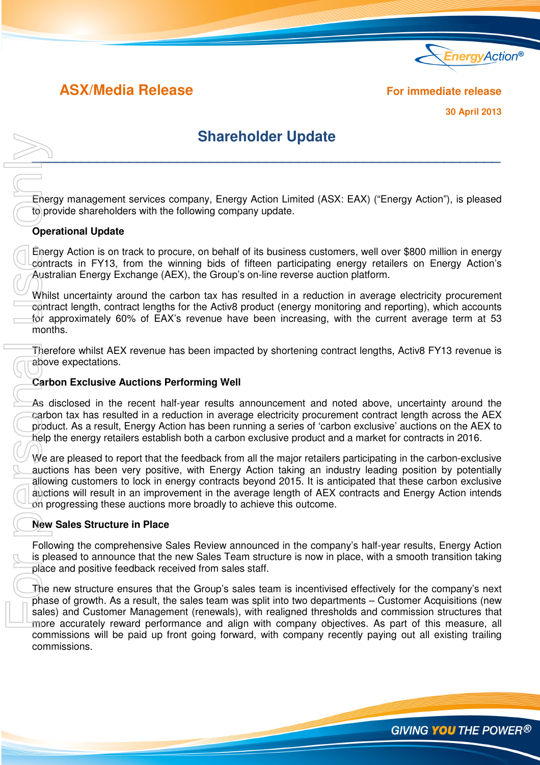# ASX/Media Release

**For immediate release**

**30 April 2013**

## Shareholder Update

Energy management services company, Energy Action Limited (ASX: EAX) ("Energy Action"), is pleased to provide shareholders with the following company update.

**Operational Update**

Energy Action is on track to procure, on behalf of its business customers, well over $800 million in energy contracts in FY13, from the winning bids of fifteen participating energy retailers on Energy Action's Australian Energy Exchange (AEX), the Group's on-line reverse auction platform.

Whilst uncertainty around the carbon tax has resulted in a reduction in average electricity procurement contract length, contract lengths for the Activ8 product (energy monitoring and reporting), which accounts for approximately 60% of EAX's revenue have been increasing, with the current average term at 53 months.

Therefore whilst AEX revenue has been impacted by shortening contract lengths, Activ8 FY13 revenue is above expectations.

**Carbon Exclusive Auctions Performing Well**

As disclosed in the recent half-year results announcement and noted above, uncertainty around the carbon tax has resulted in a reduction in average electricity procurement contract length across the AEX product. As a result, Energy Action has been running a series of 'carbon exclusive' auctions on the AEX to help the energy retailers establish both a carbon exclusive product and a market for contracts in 2016.

We are pleased to report that the feedback from all the major retailers participating in the carbon-exclusive auctions has been very positive, with Energy Action taking an industry leading position by potentially allowing customers to lock in energy contracts beyond 2015. It is anticipated that these carbon exclusive auctions will result in an improvement in the average length of AEX contracts and Energy Action intends on progressing these auctions more broadly to achieve this outcome.

**New Sales Structure in Place**

Following the comprehensive Sales Review announced in the company's half-year results, Energy Action is pleased to announce that the new Sales Team structure is now in place, with a smooth transition taking place and positive feedback received from sales staff.

The new structure ensures that the Group's sales team is incentivised effectively for the company's next phase of growth. As a result, the sales team was split into two departments – Customer Acquisitions (new sales) and Customer Management (renewals), with realigned thresholds and commission structures that more accurately reward performance and align with company objectives. As part of this measure, all commissions will be paid up front going forward, with company recently paying out all existing trailing commissions.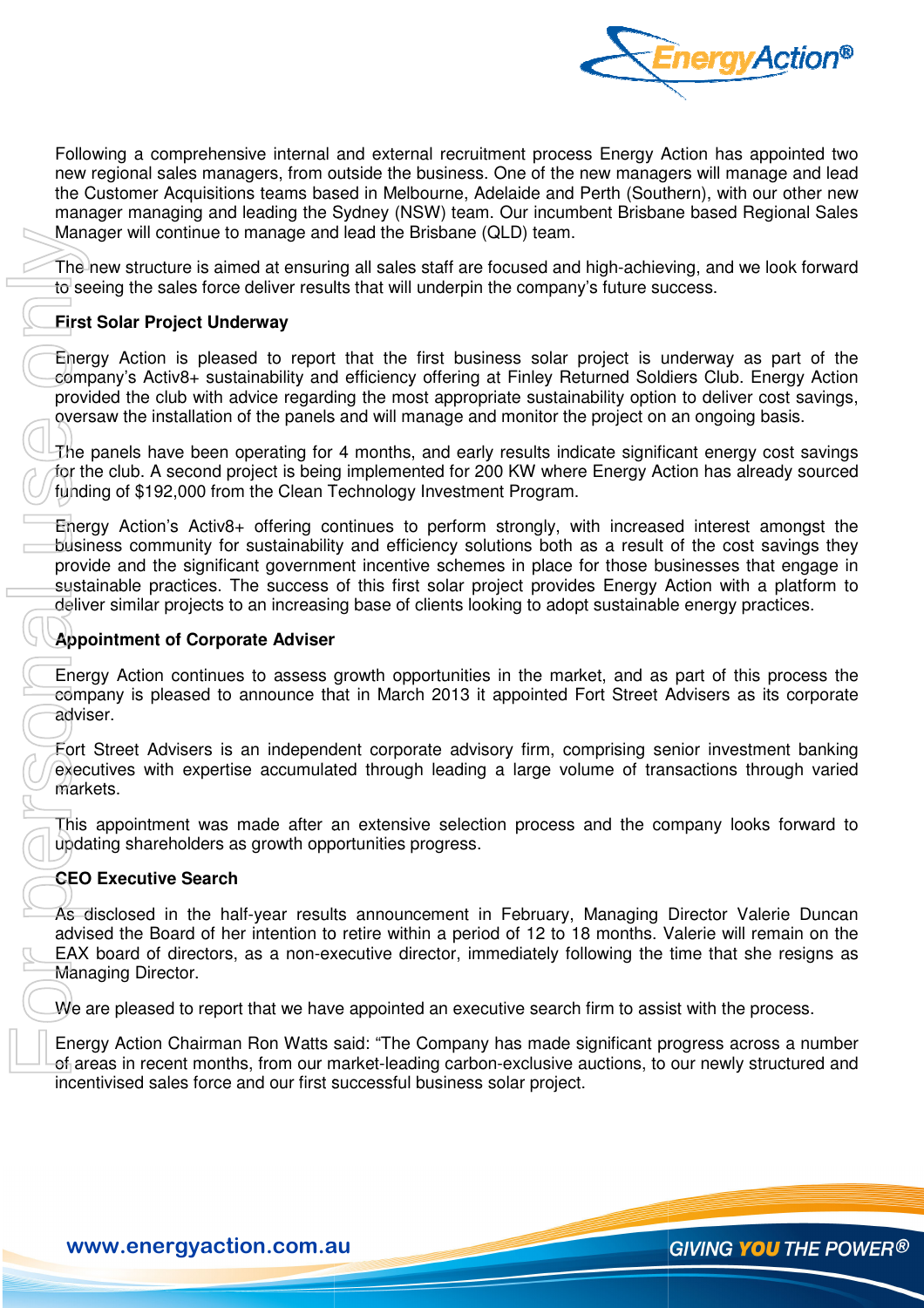Following a comprehensive internal and external recruitment process Energy Action has appointed two new regional sales managers, from outside the business. One of the new managers will manage and lead the Customer Acquisitions teams based in Melbourne, Adelaide and Perth (Southern), with our other new manager managing and leading the Sydney (NSW) team. Our incumbent Brisbane based Regional Sales Manager will continue to manage and lead the Brisbane (QLD) team.

The new structure is aimed at ensuring all sales staff are focused and high-achieving, and we look forward to seeing the sales force deliver results that will underpin the company's future success.

**First Solar Project Underway**

Energy Action is pleased to report that the first business solar project is underway as part of the company's Activ8+ sustainability and efficiency offering at Finley Returned Soldiers Club. Energy Action provided the club with advice regarding the most appropriate sustainability option to deliver cost savings, oversaw the installation of the panels and will manage and monitor the project on an ongoing basis.

The panels have been operating for 4 months, and early results indicate significant energy cost savings for the club. A second project is being implemented for 200 KW where Energy Action has already sourced funding of $192,000 from the Clean Technology Investment Program.

Energy Action's Activ8+ offering continues to perform strongly, with increased interest amongst the business community for sustainability and efficiency solutions both as a result of the cost savings they provide and the significant government incentive schemes in place for those businesses that engage in sustainable practices. The success of this first solar project provides Energy Action with a platform to deliver similar projects to an increasing base of clients looking to adopt sustainable energy practices.

**Appointment of Corporate Adviser**

Energy Action continues to assess growth opportunities in the market, and as part of this process the company is pleased to announce that in March 2013 it appointed Fort Street Advisers as its corporate adviser.

Fort Street Advisers is an independent corporate advisory firm, comprising senior investment banking executives with expertise accumulated through leading a large volume of transactions through varied markets.

This appointment was made after an extensive selection process and the company looks forward to updating shareholders as growth opportunities progress.

**CEO Executive Search**

As disclosed in the half-year results announcement in February, Managing Director Valerie Duncan advised the Board of her intention to retire within a period of 12 to 18 months. Valerie will remain on the EAX board of directors, as a non-executive director, immediately following the time that she resigns as Managing Director.

We are pleased to report that we have appointed an executive search firm to assist with the process.

Energy Action Chairman Ron Watts said: "The Company has made significant progress across a number of areas in recent months, from our market-leading carbon-exclusive auctions, to our newly structured and incentivised sales force and our first successful business solar project.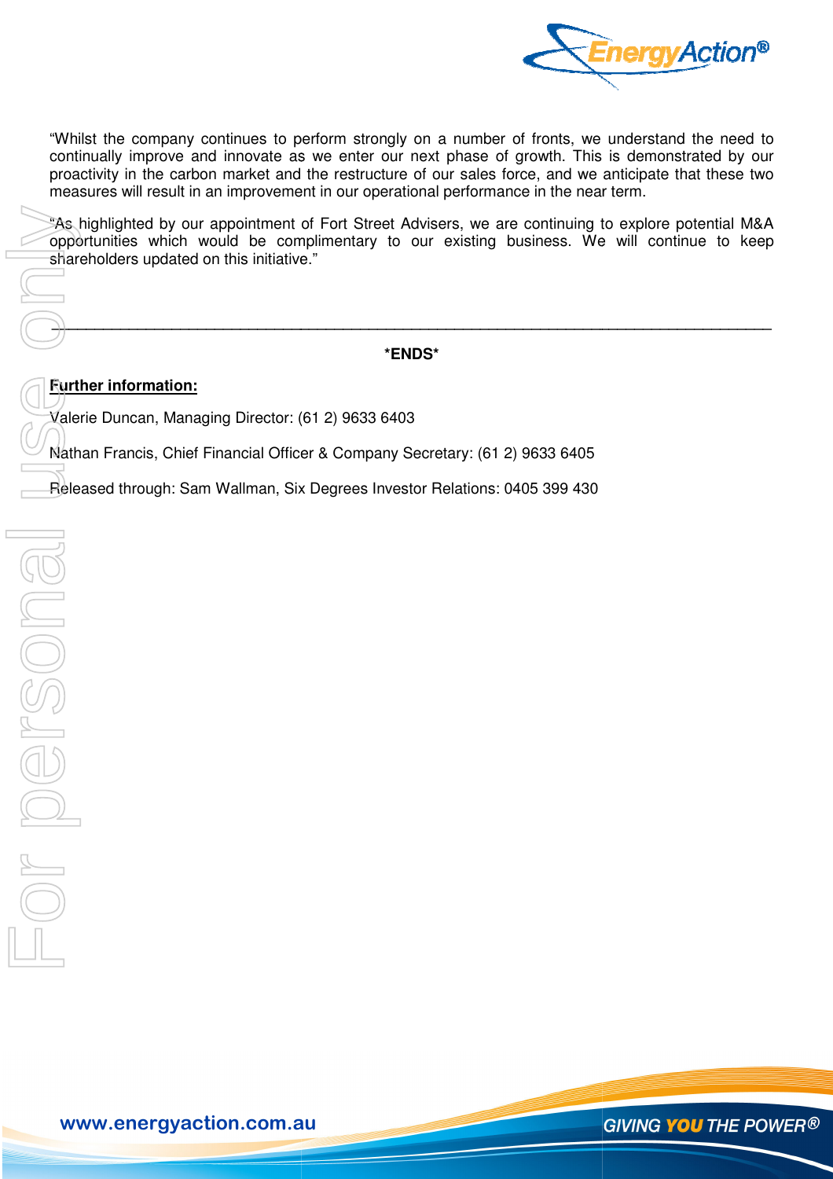"Whilst the company continues to perform strongly on a number of fronts, we understand the need to continually improve and innovate as we enter our next phase of growth. This is demonstrated by our proactivity in the carbon market and the restructure of our sales force, and we anticipate that these two measures will result in an improvement in our operational performance in the near term.

"As highlighted by our appointment of Fort Street Advisers, we are continuing to explore potential M&A opportunities which would be complimentary to our existing business. We will continue to keep shareholders updated on this initiative."

---

**\*ENDS\***

**Further information:**

Valerie Duncan, Managing Director: (61 2) 9633 6403

Nathan Francis, Chief Financial Officer & Company Secretary: (61 2) 9633 6405

Released through: Sam Wallman, Six Degrees Investor Relations: 0405 399 430